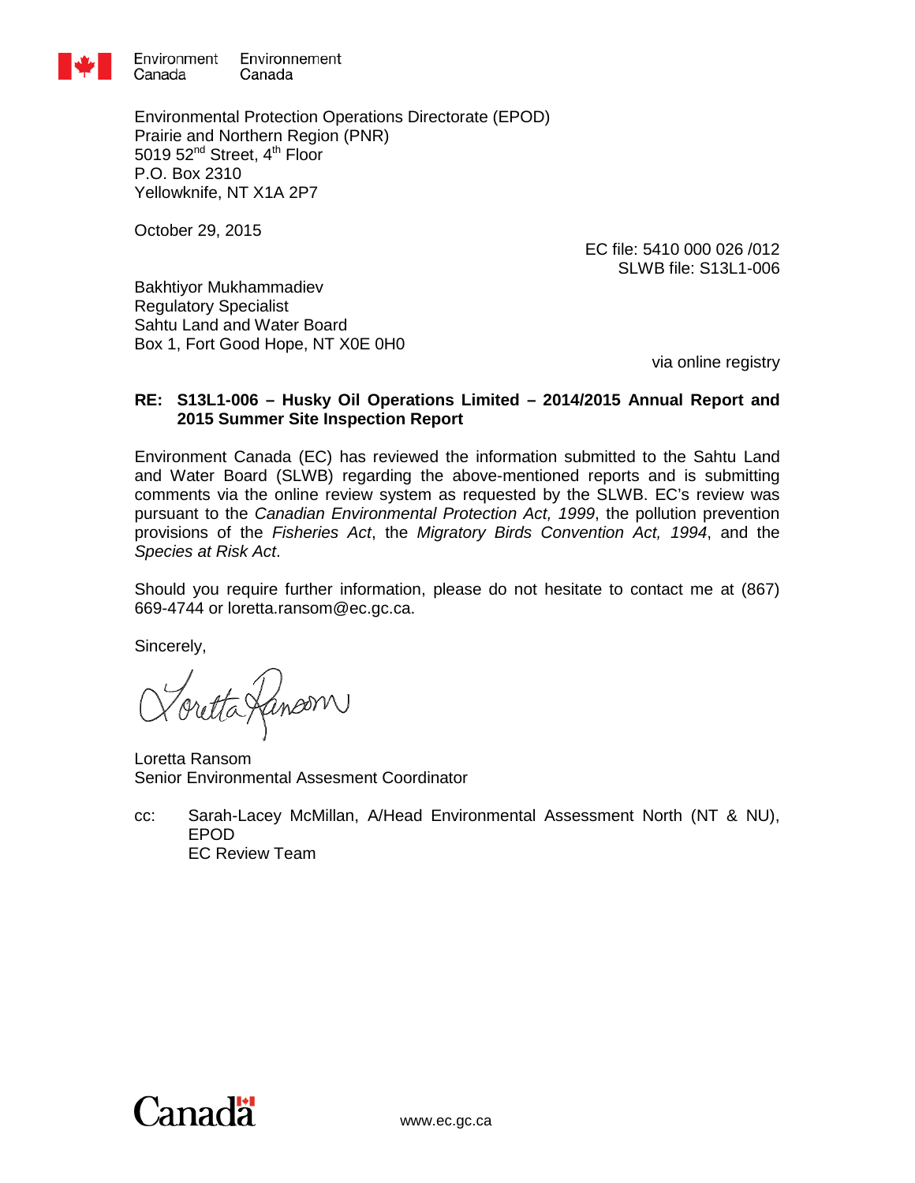Environment Canada Environnement Canada

Environmental Protection Operations Directorate (EPOD)
Prairie and Northern Region (PNR)
5019 52nd Street, 4th Floor
P.O. Box 2310
Yellowknife, NT X1A 2P7

October 29, 2015

EC file: 5410 000 026 /012
SLWB file: S13L1-006

Bakhtiyor Mukhammadiev
Regulatory Specialist
Sahtu Land and Water Board
Box 1, Fort Good Hope, NT X0E 0H0

via online registry

**RE: S13L1-006 – Husky Oil Operations Limited – 2014/2015 Annual Report and 2015 Summer Site Inspection Report**

Environment Canada (EC) has reviewed the information submitted to the Sahtu Land and Water Board (SLWB) regarding the above-mentioned reports and is submitting comments via the online review system as requested by the SLWB. EC's review was pursuant to the *Canadian Environmental Protection Act, 1999*, the pollution prevention provisions of the *Fisheries Act*, the *Migratory Birds Convention Act, 1994*, and the *Species at Risk Act*.

Should you require further information, please do not hesitate to contact me at (867) 669-4744 or loretta.ransom@ec.gc.ca.

Sincerely,

Loretta Ransom
Senior Environmental Assesment Coordinator

cc: Sarah-Lacey McMillan, A/Head Environmental Assessment North (NT & NU), EPOD
EC Review Team

Canada

www.ec.gc.ca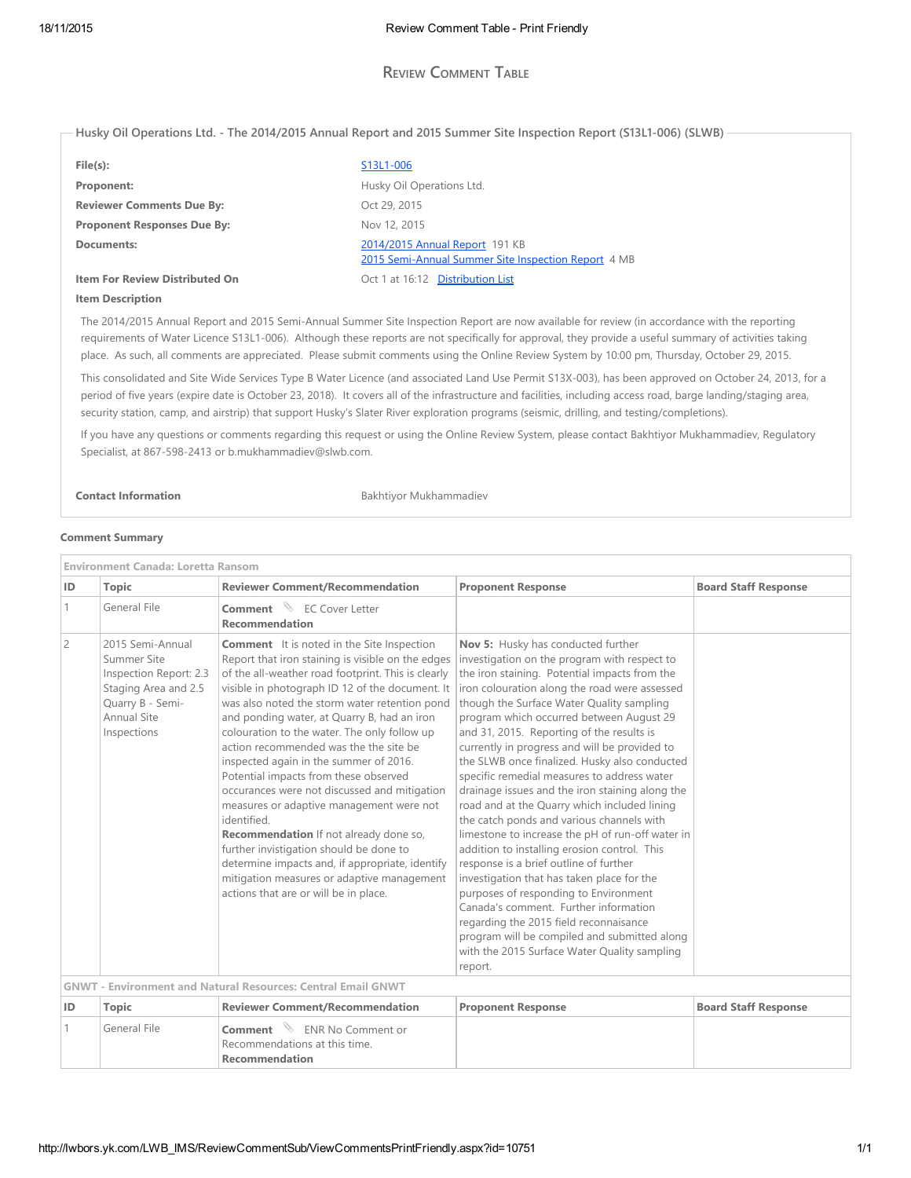# Review Comment Table

**Husky Oil Operations Ltd. - The 2014/2015 Annual Report and 2015 Summer Site Inspection Report (S13L1-006) (SLWB)**

| | |
|---|---|
| **File(s):** | S13L1-006 |
| **Proponent:** | Husky Oil Operations Ltd. |
| **Reviewer Comments Due By:** | Oct 29, 2015 |
| **Proponent Responses Due By:** | Nov 12, 2015 |
| **Documents:** | 2014/2015 Annual Report 191 KB<br>2015 Semi-Annual Summer Site Inspection Report 4 MB |
| **Item For Review Distributed On** | Oct 1 at 16:12 Distribution List |

**Item Description**

The 2014/2015 Annual Report and 2015 Semi-Annual Summer Site Inspection Report are now available for review (in accordance with the reporting requirements of Water Licence S13L1-006). Although these reports are not specifically for approval, they provide a useful summary of activities taking place. As such, all comments are appreciated. Please submit comments using the Online Review System by 10:00 pm, Thursday, October 29, 2015.

This consolidated and Site Wide Services Type B Water Licence (and associated Land Use Permit S13X-003), has been approved on October 24, 2013, for a period of five years (expire date is October 23, 2018). It covers all of the infrastructure and facilities, including access road, barge landing/staging area, security station, camp, and airstrip) that support Husky's Slater River exploration programs (seismic, drilling, and testing/completions).

If you have any questions or comments regarding this request or using the Online Review System, please contact Bakhtiyor Mukhammadiev, Regulatory Specialist, at 867-598-2413 or b.mukhammadiev@slwb.com.

**Contact Information** Bakhtiyor Mukhammadiev

**Comment Summary**

**Environment Canada: Loretta Ransom**

| ID | Topic | Reviewer Comment/Recommendation | Proponent Response | Board Staff Response |
|---|---|---|---|---|
| 1 | General File | **Comment** EC Cover Letter<br>**Recommendation** | | |
| 2 | 2015 Semi-Annual Summer Site Inspection Report: 2.3 Staging Area and 2.5 Quarry B - Semi-Annual Site Inspections | **Comment** It is noted in the Site Inspection Report that iron staining is visible on the edges of the all-weather road footprint. This is clearly visible in photograph ID 12 of the document. It was also noted the storm water retention pond and ponding water, at Quarry B, had an iron colouration to the water. The only follow up action recommended was the the site be inspected again in the summer of 2016. Potential impacts from these observed occurances were not discussed and mitigation measures or adaptive management were not identified.<br>**Recommendation** If not already done so, further investigation should be done to determine impacts and, if appropriate, identify mitigation measures or adaptive management actions that are or will be in place. | **Nov 5:** Husky has conducted further investigation on the program with respect to the iron staining. Potential impacts from the iron colouration along the road were assessed though the Surface Water Quality sampling program which occurred between August 29 and 31, 2015. Reporting of the results is currently in progress and will be provided to the SLWB once finalized. Husky also conducted specific remedial measures to address water drainage issues and the iron staining along the road and at the Quarry which included lining the catch ponds and various channels with limestone to increase the pH of run-off water in addition to installing erosion control. This response is a brief outline of further investigation that has taken place for the purposes of responding to Environment Canada's comment. Further information regarding the 2015 field reconnaisance program will be compiled and submitted along with the 2015 Surface Water Quality sampling report. | |

**GNWT - Environment and Natural Resources: Central Email GNWT**

| ID | Topic | Reviewer Comment/Recommendation | Proponent Response | Board Staff Response |
|---|---|---|---|---|
| 1 | General File | **Comment** ENR No Comment or Recommendations at this time.<br>**Recommendation** | | |